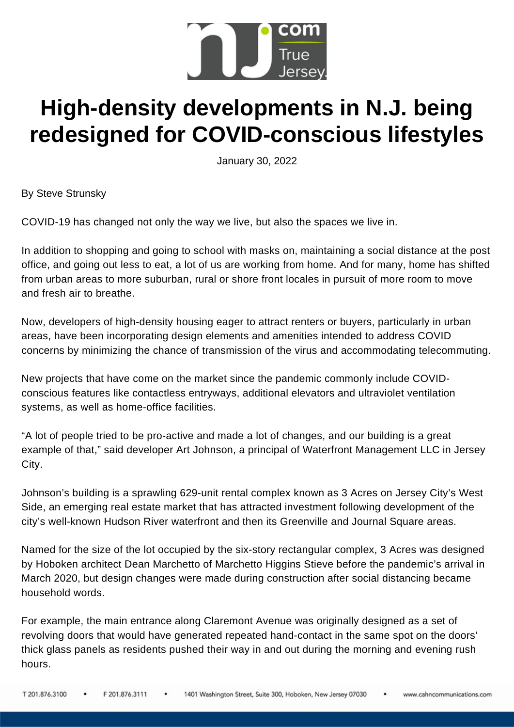# High-density developments in N.J. being redesigned for COVID-conscious lifestyles

January 30, 2022

By Steve Strunsky

COVID-19 has changed not only the way we live, but also the spaces we live in.

In addition to shopping and going to school with masks on, maintaining a social distance at the post office, and going out less to eat, a lot of us are working from home. And for many, home has shifted from urban areas to more suburban, rural or shore front locales in pursuit of more room to move and fresh air to breathe.

Now, developers of high-density housing eager to attract renters or buyers, particularly in urban areas, have been incorporating design elements and amenities intended to address COVID concerns by minimizing the chance of transmission of the virus and accommodating telecommuting.

New projects that have come on the market since the pandemic commonly include COVID-conscious features like contactless entryways, additional elevators and ultraviolet ventilation systems, as well as home-office facilities.

"A lot of people tried to be pro-active and made a lot of changes, and our building is a great example of that," said developer Art Johnson, a principal of Waterfront Management LLC in Jersey City.

Johnson's building is a sprawling 629-unit rental complex known as 3 Acres on Jersey City's West Side, an emerging real estate market that has attracted investment following development of the city's well-known Hudson River waterfront and then its Greenville and Journal Square areas.

Named for the size of the lot occupied by the six-story rectangular complex, 3 Acres was designed by Hoboken architect Dean Marchetto of Marchetto Higgins Stieve before the pandemic's arrival in March 2020, but design changes were made during construction after social distancing became household words.

For example, the main entrance along Claremont Avenue was originally designed as a set of revolving doors that would have generated repeated hand-contact in the same spot on the doors' thick glass panels as residents pushed their way in and out during the morning and evening rush hours.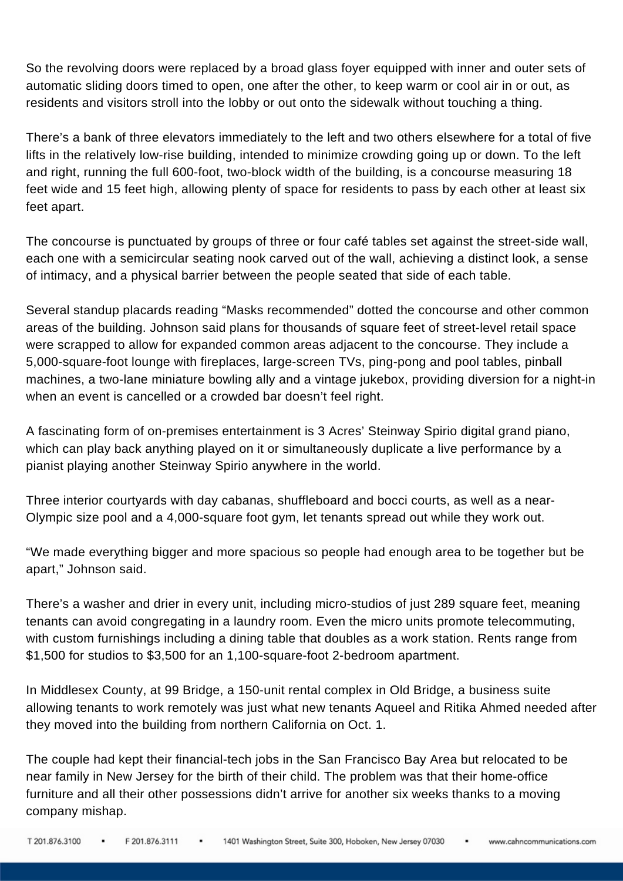So the revolving doors were replaced by a broad glass foyer equipped with inner and outer sets of automatic sliding doors timed to open, one after the other, to keep warm or cool air in or out, as residents and visitors stroll into the lobby or out onto the sidewalk without touching a thing.

There's a bank of three elevators immediately to the left and two others elsewhere for a total of five lifts in the relatively low-rise building, intended to minimize crowding going up or down. To the left and right, running the full 600-foot, two-block width of the building, is a concourse measuring 18 feet wide and 15 feet high, allowing plenty of space for residents to pass by each other at least six feet apart.

The concourse is punctuated by groups of three or four café tables set against the street-side wall, each one with a semicircular seating nook carved out of the wall, achieving a distinct look, a sense of intimacy, and a physical barrier between the people seated that side of each table.

Several standup placards reading "Masks recommended" dotted the concourse and other common areas of the building. Johnson said plans for thousands of square feet of street-level retail space were scrapped to allow for expanded common areas adjacent to the concourse. They include a 5,000-square-foot lounge with fireplaces, large-screen TVs, ping-pong and pool tables, pinball machines, a two-lane miniature bowling ally and a vintage jukebox, providing diversion for a night-in when an event is cancelled or a crowded bar doesn't feel right.

A fascinating form of on-premises entertainment is 3 Acres' Steinway Spirio digital grand piano, which can play back anything played on it or simultaneously duplicate a live performance by a pianist playing another Steinway Spirio anywhere in the world.

Three interior courtyards with day cabanas, shuffleboard and bocci courts, as well as a near-Olympic size pool and a 4,000-square foot gym, let tenants spread out while they work out.

"We made everything bigger and more spacious so people had enough area to be together but be apart," Johnson said.

There's a washer and drier in every unit, including micro-studios of just 289 square feet, meaning tenants can avoid congregating in a laundry room. Even the micro units promote telecommuting, with custom furnishings including a dining table that doubles as a work station. Rents range from $1,500 for studios to $3,500 for an 1,100-square-foot 2-bedroom apartment.

In Middlesex County, at 99 Bridge, a 150-unit rental complex in Old Bridge, a business suite allowing tenants to work remotely was just what new tenants Aqueel and Ritika Ahmed needed after they moved into the building from northern California on Oct. 1.

The couple had kept their financial-tech jobs in the San Francisco Bay Area but relocated to be near family in New Jersey for the birth of their child. The problem was that their home-office furniture and all their other possessions didn't arrive for another six weeks thanks to a moving company mishap.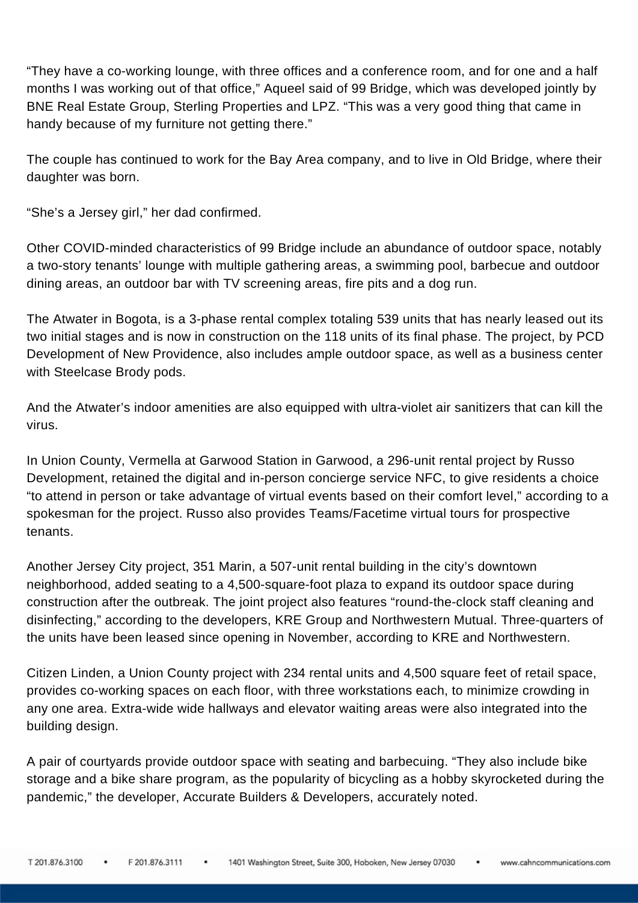"They have a co-working lounge, with three offices and a conference room, and for one and a half months I was working out of that office," Aqueel said of 99 Bridge, which was developed jointly by BNE Real Estate Group, Sterling Properties and LPZ. "This was a very good thing that came in handy because of my furniture not getting there."

The couple has continued to work for the Bay Area company, and to live in Old Bridge, where their daughter was born.

"She's a Jersey girl," her dad confirmed.

Other COVID-minded characteristics of 99 Bridge include an abundance of outdoor space, notably a two-story tenants' lounge with multiple gathering areas, a swimming pool, barbecue and outdoor dining areas, an outdoor bar with TV screening areas, fire pits and a dog run.

The Atwater in Bogota, is a 3-phase rental complex totaling 539 units that has nearly leased out its two initial stages and is now in construction on the 118 units of its final phase. The project, by PCD Development of New Providence, also includes ample outdoor space, as well as a business center with Steelcase Brody pods.

And the Atwater's indoor amenities are also equipped with ultra-violet air sanitizers that can kill the virus.

In Union County, Vermella at Garwood Station in Garwood, a 296-unit rental project by Russo Development, retained the digital and in-person concierge service NFC, to give residents a choice "to attend in person or take advantage of virtual events based on their comfort level," according to a spokesman for the project. Russo also provides Teams/Facetime virtual tours for prospective tenants.

Another Jersey City project, 351 Marin, a 507-unit rental building in the city's downtown neighborhood, added seating to a 4,500-square-foot plaza to expand its outdoor space during construction after the outbreak. The joint project also features "round-the-clock staff cleaning and disinfecting," according to the developers, KRE Group and Northwestern Mutual. Three-quarters of the units have been leased since opening in November, according to KRE and Northwestern.

Citizen Linden, a Union County project with 234 rental units and 4,500 square feet of retail space, provides co-working spaces on each floor, with three workstations each, to minimize crowding in any one area. Extra-wide wide hallways and elevator waiting areas were also integrated into the building design.

A pair of courtyards provide outdoor space with seating and barbecuing. "They also include bike storage and a bike share program, as the popularity of bicycling as a hobby skyrocketed during the pandemic," the developer, Accurate Builders & Developers, accurately noted.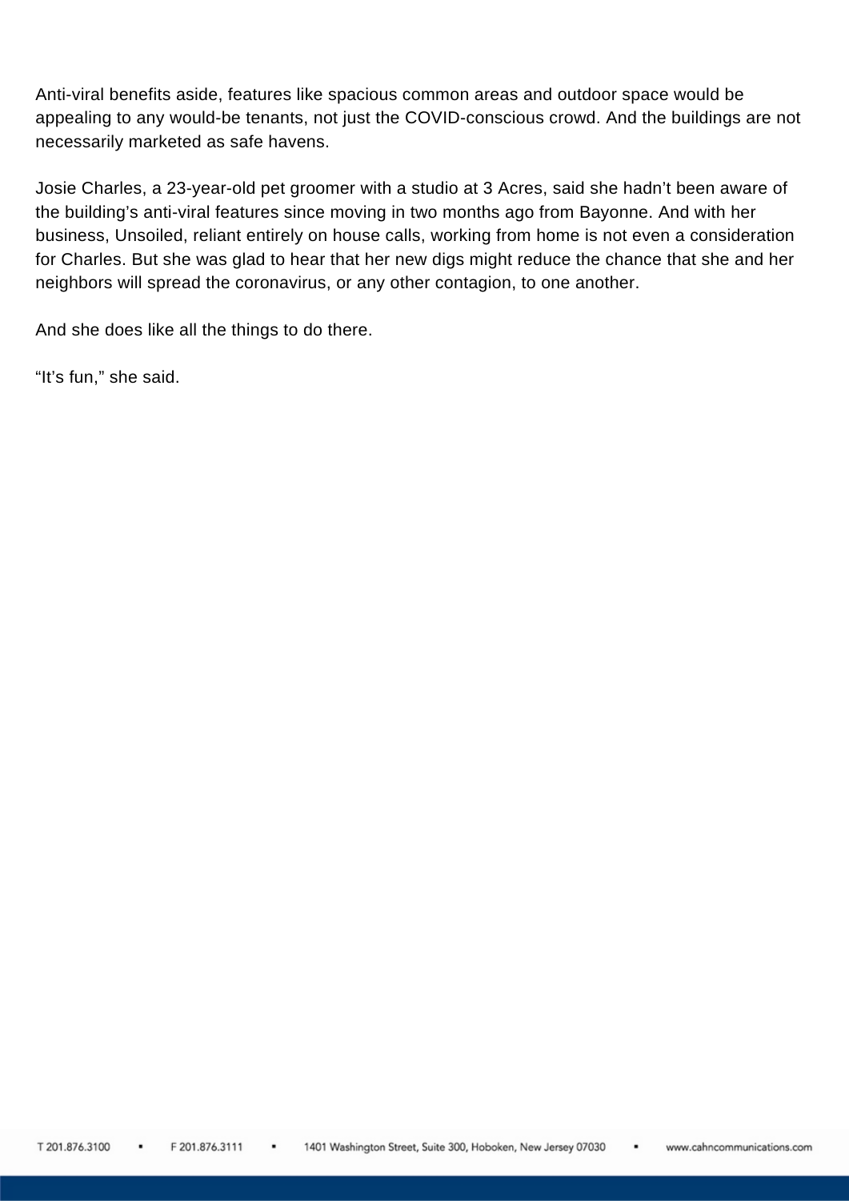Anti-viral benefits aside, features like spacious common areas and outdoor space would be appealing to any would-be tenants, not just the COVID-conscious crowd. And the buildings are not necessarily marketed as safe havens.

Josie Charles, a 23-year-old pet groomer with a studio at 3 Acres, said she hadn't been aware of the building's anti-viral features since moving in two months ago from Bayonne. And with her business, Unsoiled, reliant entirely on house calls, working from home is not even a consideration for Charles. But she was glad to hear that her new digs might reduce the chance that she and her neighbors will spread the coronavirus, or any other contagion, to one another.

And she does like all the things to do there.

"It's fun," she said.